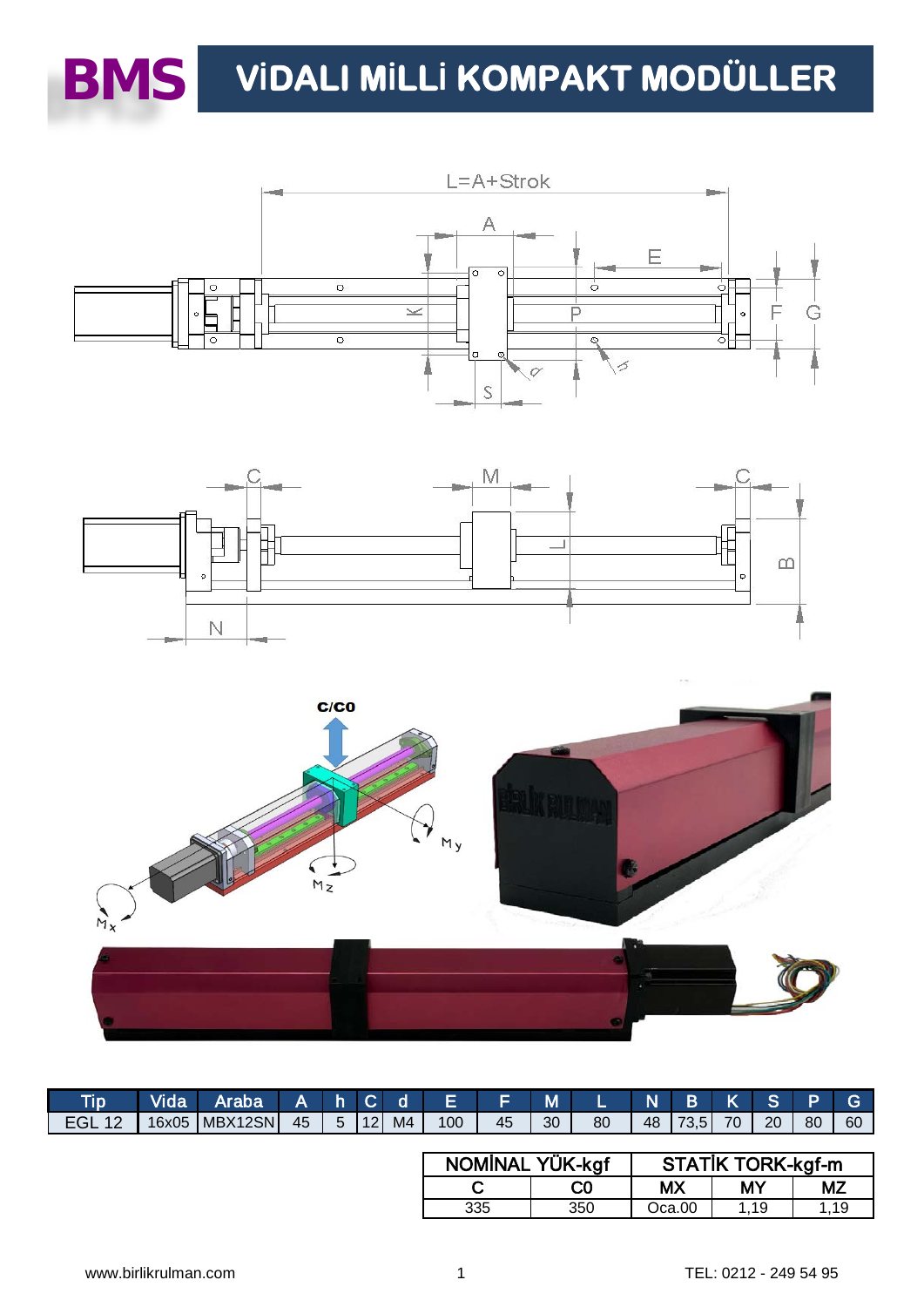# BMS

# VİDALI MİLLİ KOMPAKT MODÜLLER

| Tip | Vida | Araba | A | h | C | d | E | F | M | L | N | B | K | S | P | G |
|---|---|---|---|---|---|---|---|---|---|---|---|---|---|---|---|---|
| EGL 12 | 16x05 | MBX12SN | 45 | 5 | 12 | M4 | 100 | 45 | 30 | 80 | 48 | 73,5 | 70 | 20 | 80 | 60 |

| NOMİNAL YÜK-kgf | | STATİK TORK-kgf-m | | |
|---|---|---|---|---|
| C | C0 | MX | MY | MZ |
| 335 | 350 | Oca.00 | 1,19 | 1,19 |

www.birlikrulman.com

TEL: 0212 - 249 54 95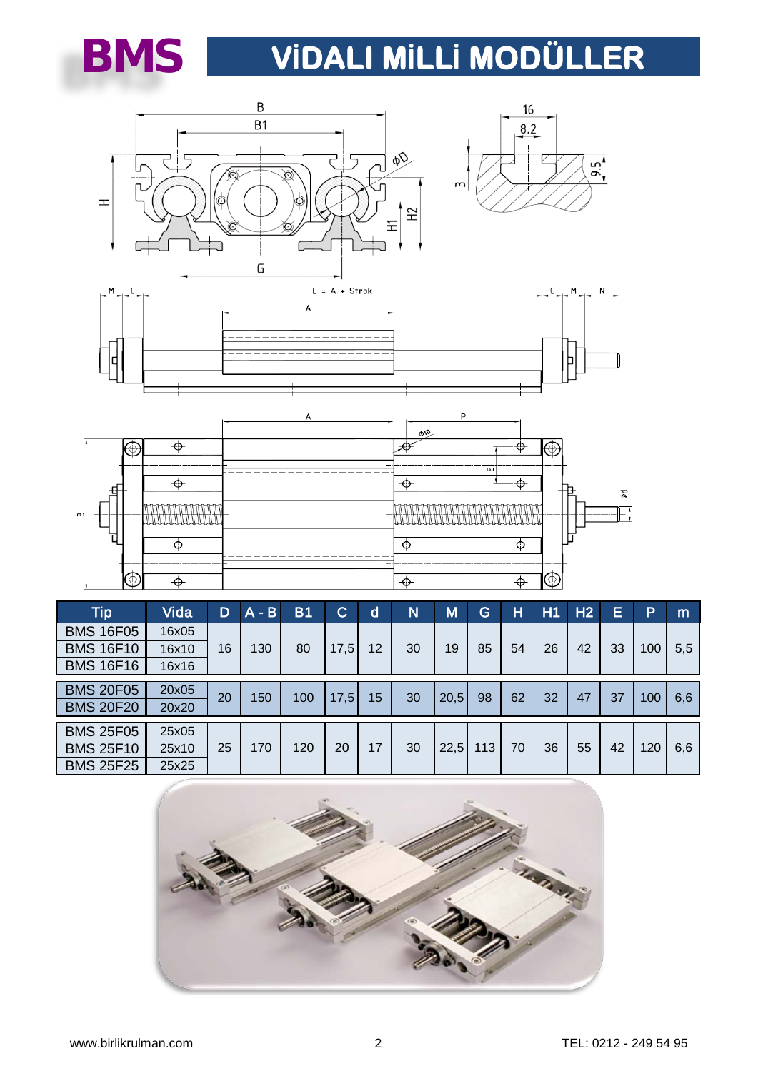# BMS VİDALI MİLLİ MODÜLLER

| Tip | Vida | D | A - B | B1 | C | d | N | M | G | H | H1 | H2 | E | P | m |
|---|---|---|---|---|---|---|---|---|---|---|---|---|---|---|---|
| BMS 16F05 | 16x05 | 16 | 130 | 80 | 17,5 | 12 | 30 | 19 | 85 | 54 | 26 | 42 | 33 | 100 | 5,5 |
| BMS 16F10 | 16x10 | | | | | | | | | | | | | | |
| BMS 16F16 | 16x16 | | | | | | | | | | | | | | |
| BMS 20F05 | 20x05 | 20 | 150 | 100 | 17,5 | 15 | 30 | 20,5 | 98 | 62 | 32 | 47 | 37 | 100 | 6,6 |
| BMS 20F20 | 20x20 | | | | | | | | | | | | | | |
| BMS 25F05 | 25x05 | 25 | 170 | 120 | 20 | 17 | 30 | 22,5 | 113 | 70 | 36 | 55 | 42 | 120 | 6,6 |
| BMS 25F10 | 25x10 | | | | | | | | | | | | | | |
| BMS 25F25 | 25x25 | | | | | | | | | | | | | | |

www.birlikrulman.com

TEL: 0212 - 249 54 95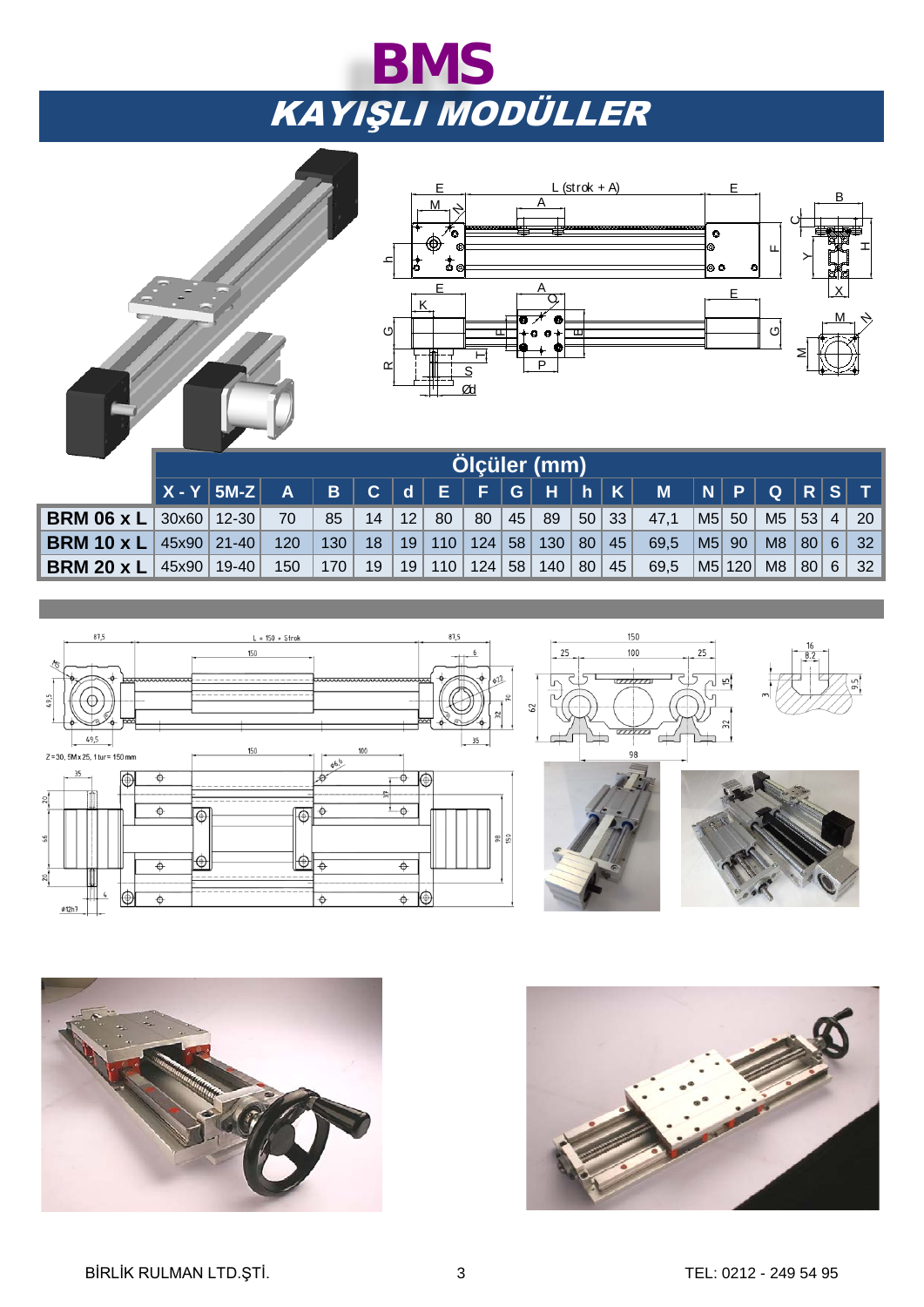# BMS

## KAYIŞLI MODÜLLER

| | Ölçüler (mm) | | | | | | | | | | | | | | | | | | |
|---|---|---|---|---|---|---|---|---|---|---|---|---|---|---|---|---|---|---|---|
| | X - Y | 5M-Z | A | B | C | d | E | F | G | H | h | K | M | N | P | Q | R | S | T |
| **BRM 06 x L** | 30x60 | 12-30 | 70 | 85 | 14 | 12 | 80 | 80 | 45 | 89 | 50 | 33 | 47,1 | M5 | 50 | M5 | 53 | 4 | 20 |
| **BRM 10 x L** | 45x90 | 21-40 | 120 | 130 | 18 | 19 | 110 | 124 | 58 | 130 | 80 | 45 | 69,5 | M5 | 90 | M8 | 80 | 6 | 32 |
| **BRM 20 x L** | 45x90 | 19-40 | 150 | 170 | 19 | 19 | 110 | 124 | 58 | 140 | 80 | 45 | 69,5 | M5 | 120 | M8 | 80 | 6 | 32 |

Z=30, 5M x 25, 1 tur= 150 mm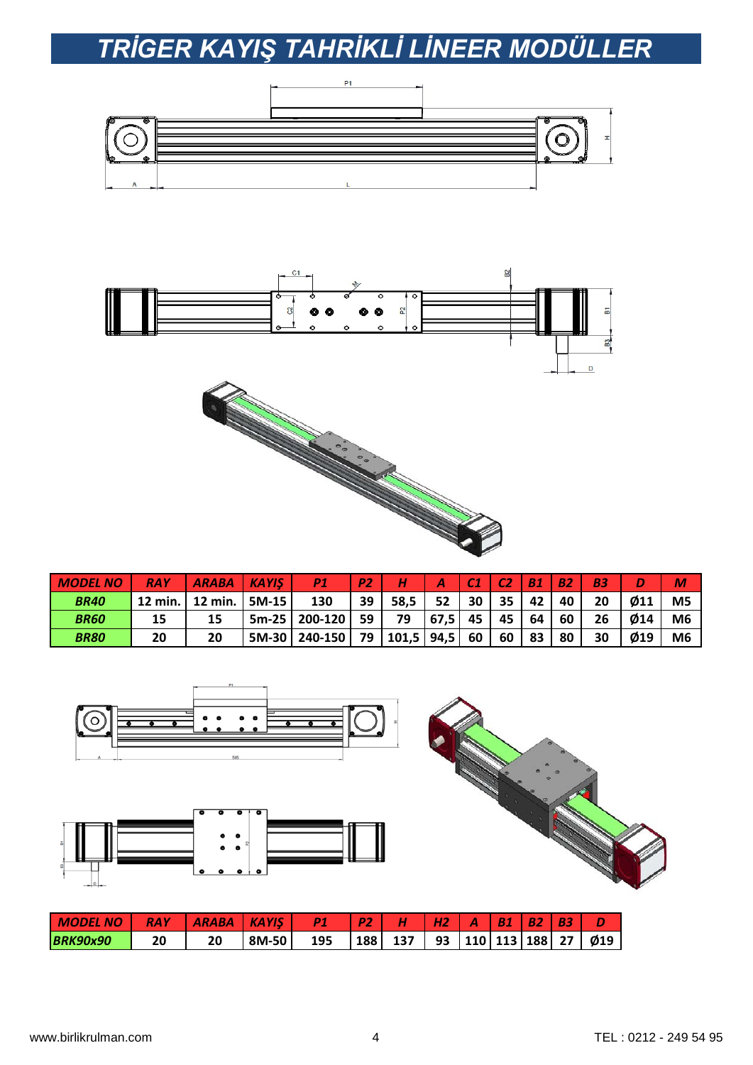# TRİGER KAYIŞ TAHRİKLİ LİNEER MODÜLLER

| MODEL NO | RAY | ARABA | KAYIŞ | P1 | P2 | H | A | C1 | C2 | B1 | B2 | B3 | D | M |
|---|---|---|---|---|---|---|---|---|---|---|---|---|---|---|
| BR40 | 12 min. | 12 min. | 5M-15 | 130 | 39 | 58,5 | 52 | 30 | 35 | 42 | 40 | 20 | Ø11 | M5 |
| BR60 | 15 | 15 | 5m-25 | 200-120 | 59 | 79 | 67,5 | 45 | 45 | 64 | 60 | 26 | Ø14 | M6 |
| BR80 | 20 | 20 | 5M-30 | 240-150 | 79 | 101,5 | 94,5 | 60 | 60 | 83 | 80 | 30 | Ø19 | M6 |

| MODEL NO | RAY | ARABA | KAYIŞ | P1 | P2 | H | H2 | A | B1 | B2 | B3 | D |
|---|---|---|---|---|---|---|---|---|---|---|---|---|
| BRK90x90 | 20 | 20 | 8M-50 | 195 | 188 | 137 | 93 | 110 | 113 | 188 | 27 | Ø19 |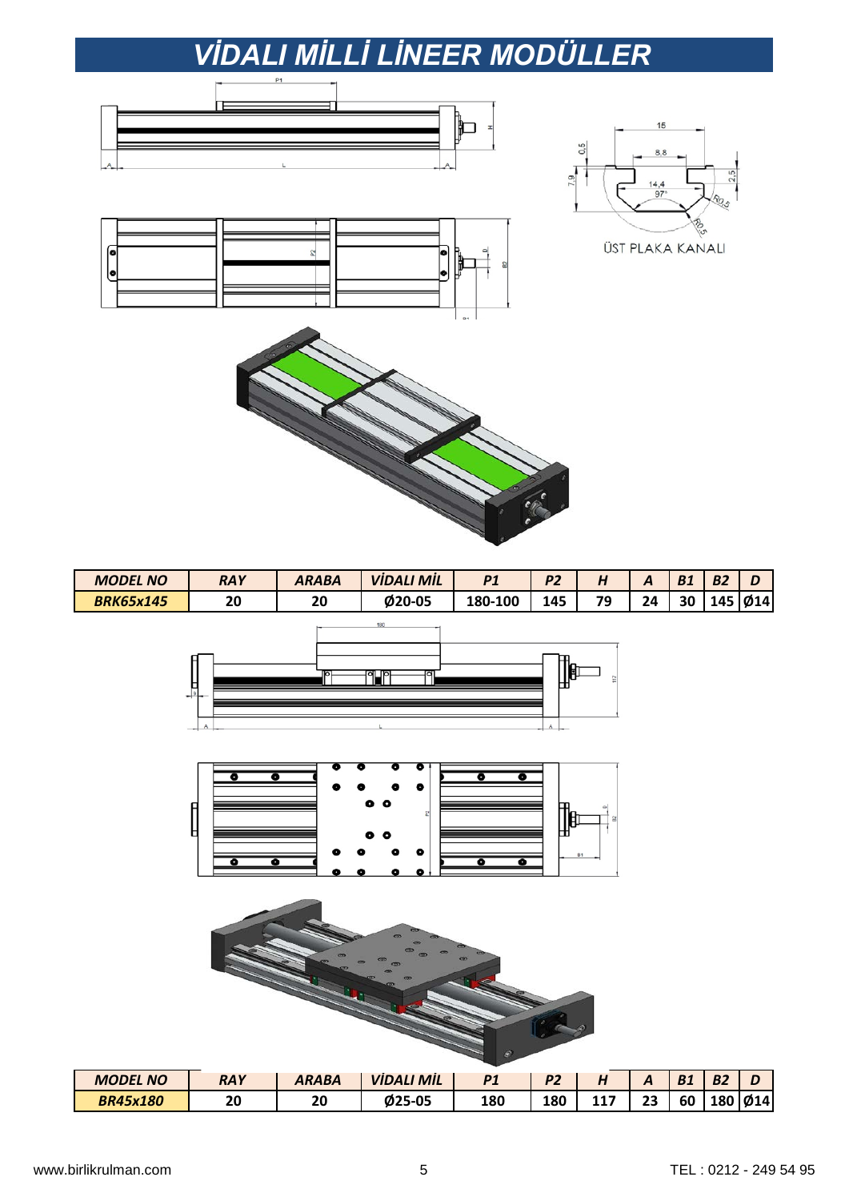# VİDALI MİLLİ LİNEER MODÜLLER

ÜST PLAKA KANALI

| MODEL NO | RAY | ARABA | VİDALI MİL | P1 | P2 | H | A | B1 | B2 | D |
|---|---|---|---|---|---|---|---|---|---|---|
| BRK65x145 | 20 | 20 | Ø20-05 | 180-100 | 145 | 79 | 24 | 30 | 145 | Ø14 |

| MODEL NO | RAY | ARABA | VİDALI MİL | P1 | P2 | H | A | B1 | B2 | D |
|---|---|---|---|---|---|---|---|---|---|---|
| BR45x180 | 20 | 20 | Ø25-05 | 180 | 180 | 117 | 23 | 60 | 180 | Ø14 |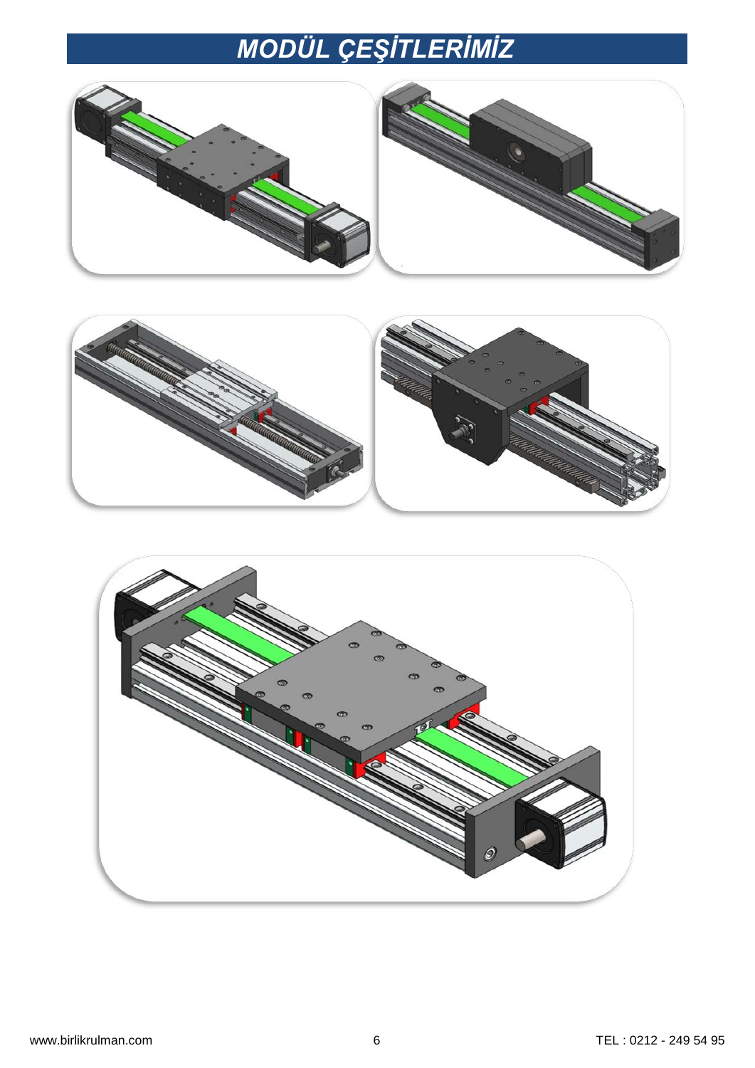# MODÜL ÇEŞİTLERİMİZ